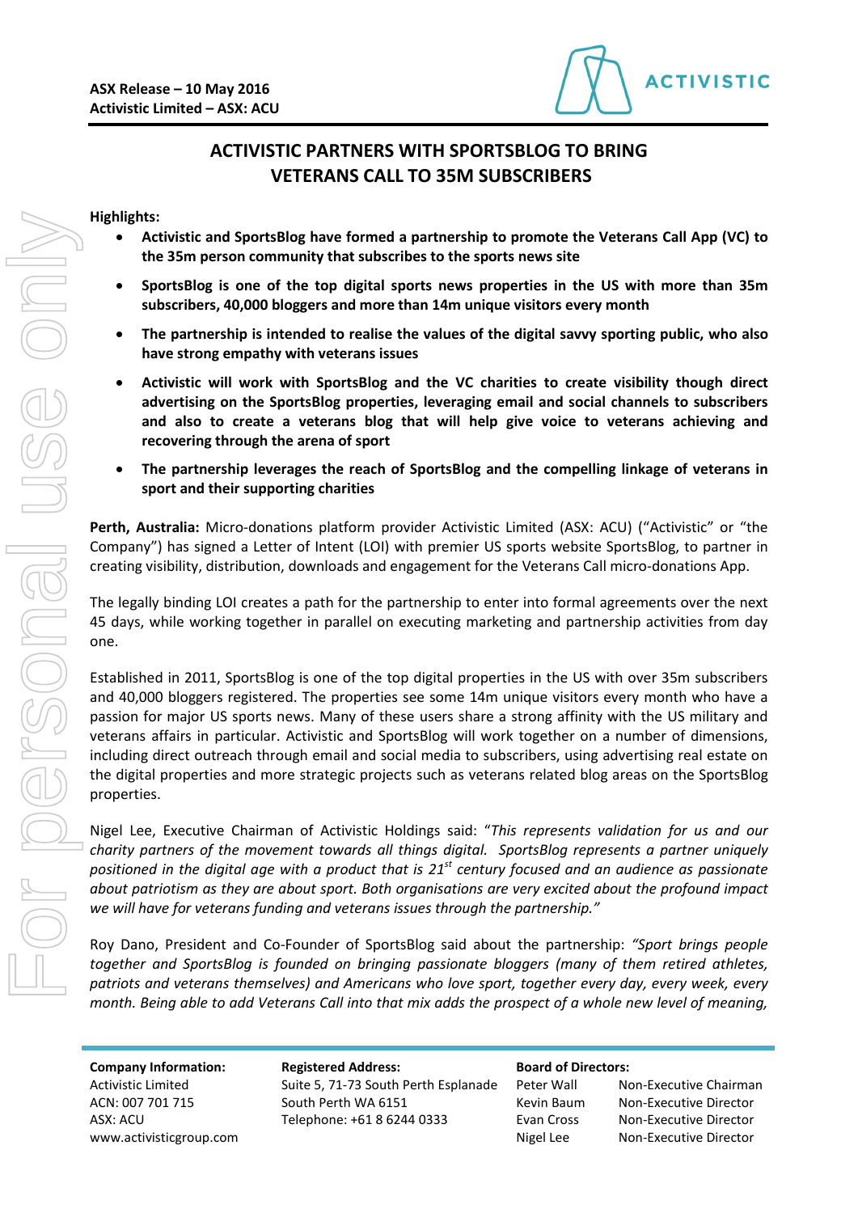**ASX Release – 10 May 2016**
**Activistic Limited – ASX: ACU**

# ACTIVISTIC PARTNERS WITH SPORTSBLOG TO BRING VETERANS CALL TO 35M SUBSCRIBERS

**Highlights:**

- **Activistic and SportsBlog have formed a partnership to promote the Veterans Call App (VC) to the 35m person community that subscribes to the sports news site**
- **SportsBlog is one of the top digital sports news properties in the US with more than 35m subscribers, 40,000 bloggers and more than 14m unique visitors every month**
- **The partnership is intended to realise the values of the digital savvy sporting public, who also have strong empathy with veterans issues**
- **Activistic will work with SportsBlog and the VC charities to create visibility though direct advertising on the SportsBlog properties, leveraging email and social channels to subscribers and also to create a veterans blog that will help give voice to veterans achieving and recovering through the arena of sport**
- **The partnership leverages the reach of SportsBlog and the compelling linkage of veterans in sport and their supporting charities**

**Perth, Australia:** Micro-donations platform provider Activistic Limited (ASX: ACU) ("Activistic" or "the Company") has signed a Letter of Intent (LOI) with premier US sports website SportsBlog, to partner in creating visibility, distribution, downloads and engagement for the Veterans Call micro-donations App.

The legally binding LOI creates a path for the partnership to enter into formal agreements over the next 45 days, while working together in parallel on executing marketing and partnership activities from day one.

Established in 2011, SportsBlog is one of the top digital properties in the US with over 35m subscribers and 40,000 bloggers registered. The properties see some 14m unique visitors every month who have a passion for major US sports news. Many of these users share a strong affinity with the US military and veterans affairs in particular. Activistic and SportsBlog will work together on a number of dimensions, including direct outreach through email and social media to subscribers, using advertising real estate on the digital properties and more strategic projects such as veterans related blog areas on the SportsBlog properties.

Nigel Lee, Executive Chairman of Activistic Holdings said: "*This represents validation for us and our charity partners of the movement towards all things digital. SportsBlog represents a partner uniquely positioned in the digital age with a product that is 21st century focused and an audience as passionate about patriotism as they are about sport. Both organisations are very excited about the profound impact we will have for veterans funding and veterans issues through the partnership.*"

Roy Dano, President and Co-Founder of SportsBlog said about the partnership: *"Sport brings people together and SportsBlog is founded on bringing passionate bloggers (many of them retired athletes, patriots and veterans themselves) and Americans who love sport, together every day, every week, every month. Being able to add Veterans Call into that mix adds the prospect of a whole new level of meaning,*

**Company Information:**
Activistic Limited
ACN: 007 701 715
ASX: ACU
www.activisticgroup.com

**Registered Address:**
Suite 5, 71-73 South Perth Esplanade
South Perth WA 6151
Telephone: +61 8 6244 0333

**Board of Directors:**

| | |
|---|---|
| Peter Wall | Non-Executive Chairman |
| Kevin Baum | Non-Executive Director |
| Evan Cross | Non-Executive Director |
| Nigel Lee | Non-Executive Director |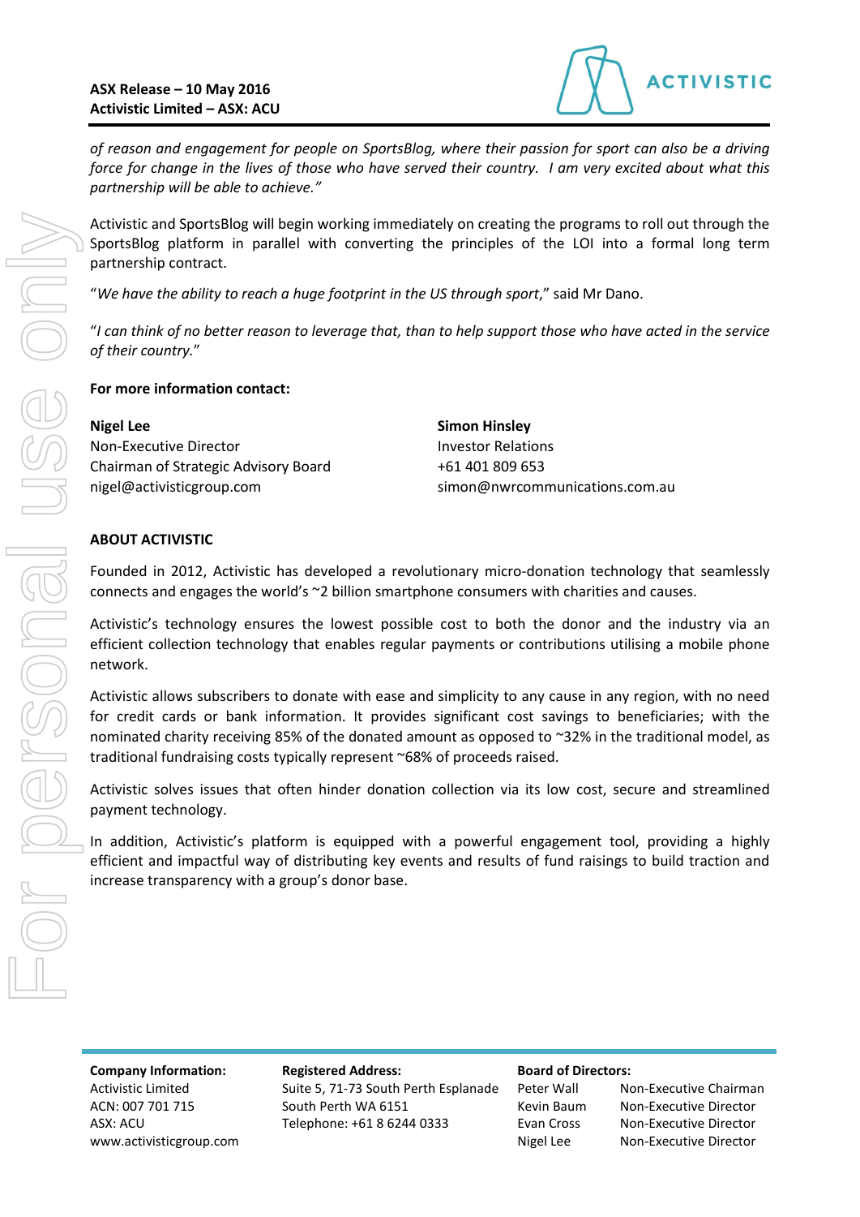*of reason and engagement for people on SportsBlog, where their passion for sport can also be a driving force for change in the lives of those who have served their country. I am very excited about what this partnership will be able to achieve."*

Activistic and SportsBlog will begin working immediately on creating the programs to roll out through the SportsBlog platform in parallel with converting the principles of the LOI into a formal long term partnership contract.

"*We have the ability to reach a huge footprint in the US through sport*," said Mr Dano.

"*I can think of no better reason to leverage that, than to help support those who have acted in the service of their country.*"

**For more information contact:**

**Nigel Lee**
Non-Executive Director
Chairman of Strategic Advisory Board
nigel@activisticgroup.com

**Simon Hinsley**
Investor Relations
+61 401 809 653
simon@nwrcommunications.com.au

## ABOUT ACTIVISTIC

Founded in 2012, Activistic has developed a revolutionary micro-donation technology that seamlessly connects and engages the world's ~2 billion smartphone consumers with charities and causes.

Activistic's technology ensures the lowest possible cost to both the donor and the industry via an efficient collection technology that enables regular payments or contributions utilising a mobile phone network.

Activistic allows subscribers to donate with ease and simplicity to any cause in any region, with no need for credit cards or bank information. It provides significant cost savings to beneficiaries; with the nominated charity receiving 85% of the donated amount as opposed to ~32% in the traditional model, as traditional fundraising costs typically represent ~68% of proceeds raised.

Activistic solves issues that often hinder donation collection via its low cost, secure and streamlined payment technology.

In addition, Activistic's platform is equipped with a powerful engagement tool, providing a highly efficient and impactful way of distributing key events and results of fund raisings to build traction and increase transparency with a group's donor base.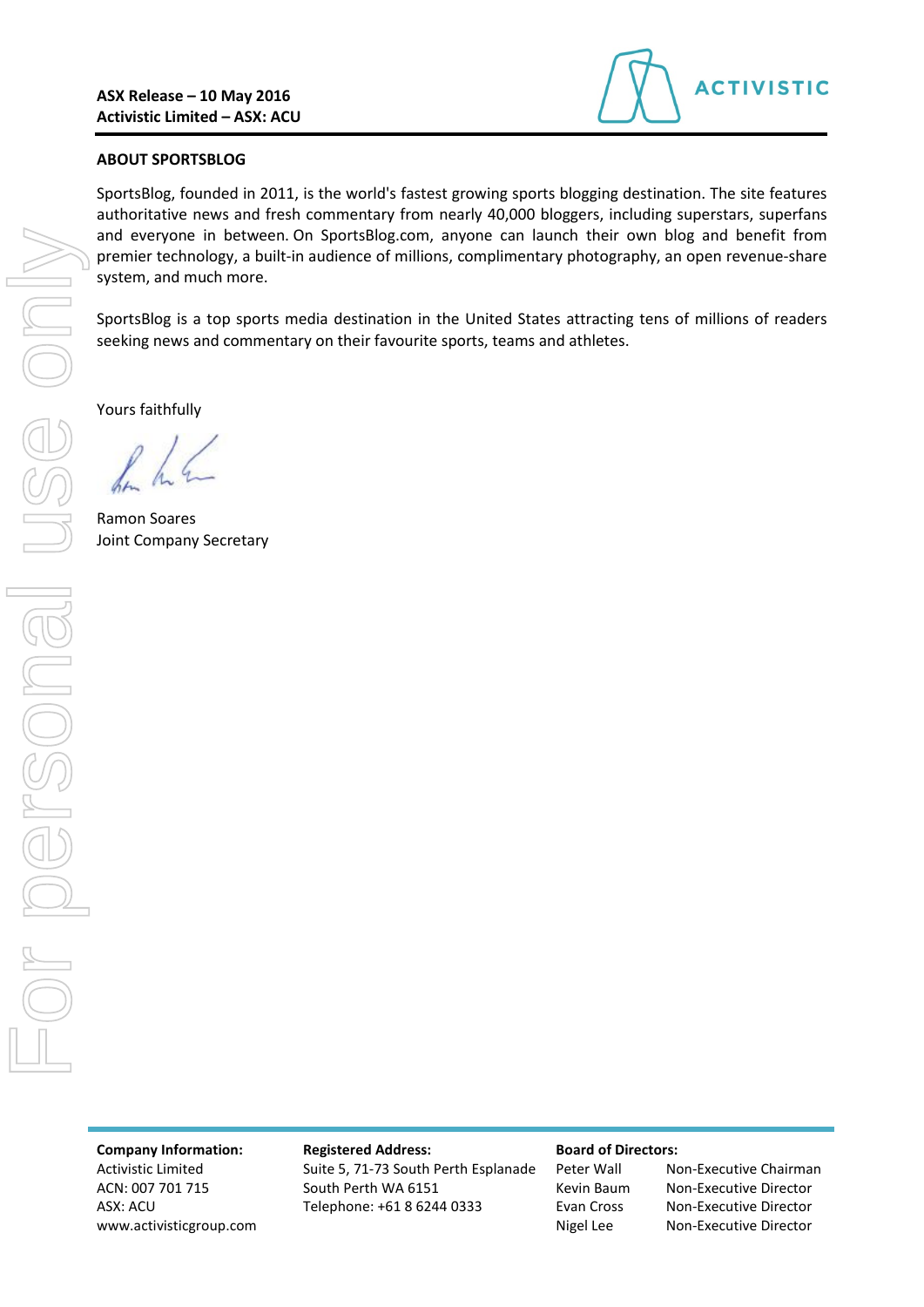**ASX Release – 10 May 2016**
**Activistic Limited – ASX: ACU**

**ABOUT SPORTSBLOG**

SportsBlog, founded in 2011, is the world's fastest growing sports blogging destination. The site features authoritative news and fresh commentary from nearly 40,000 bloggers, including superstars, superfans and everyone in between. On SportsBlog.com, anyone can launch their own blog and benefit from premier technology, a built-in audience of millions, complimentary photography, an open revenue-share system, and much more.

SportsBlog is a top sports media destination in the United States attracting tens of millions of readers seeking news and commentary on their favourite sports, teams and athletes.

Yours faithfully

Ramon Soares
Joint Company Secretary

**Company Information:**
Activistic Limited
ACN: 007 701 715
ASX: ACU
www.activisticgroup.com

**Registered Address:**
Suite 5, 71-73 South Perth Esplanade
South Perth WA 6151
Telephone: +61 8 6244 0333

**Board of Directors:**

| | |
|---|---|
| Peter Wall | Non-Executive Chairman |
| Kevin Baum | Non-Executive Director |
| Evan Cross | Non-Executive Director |
| Nigel Lee | Non-Executive Director |